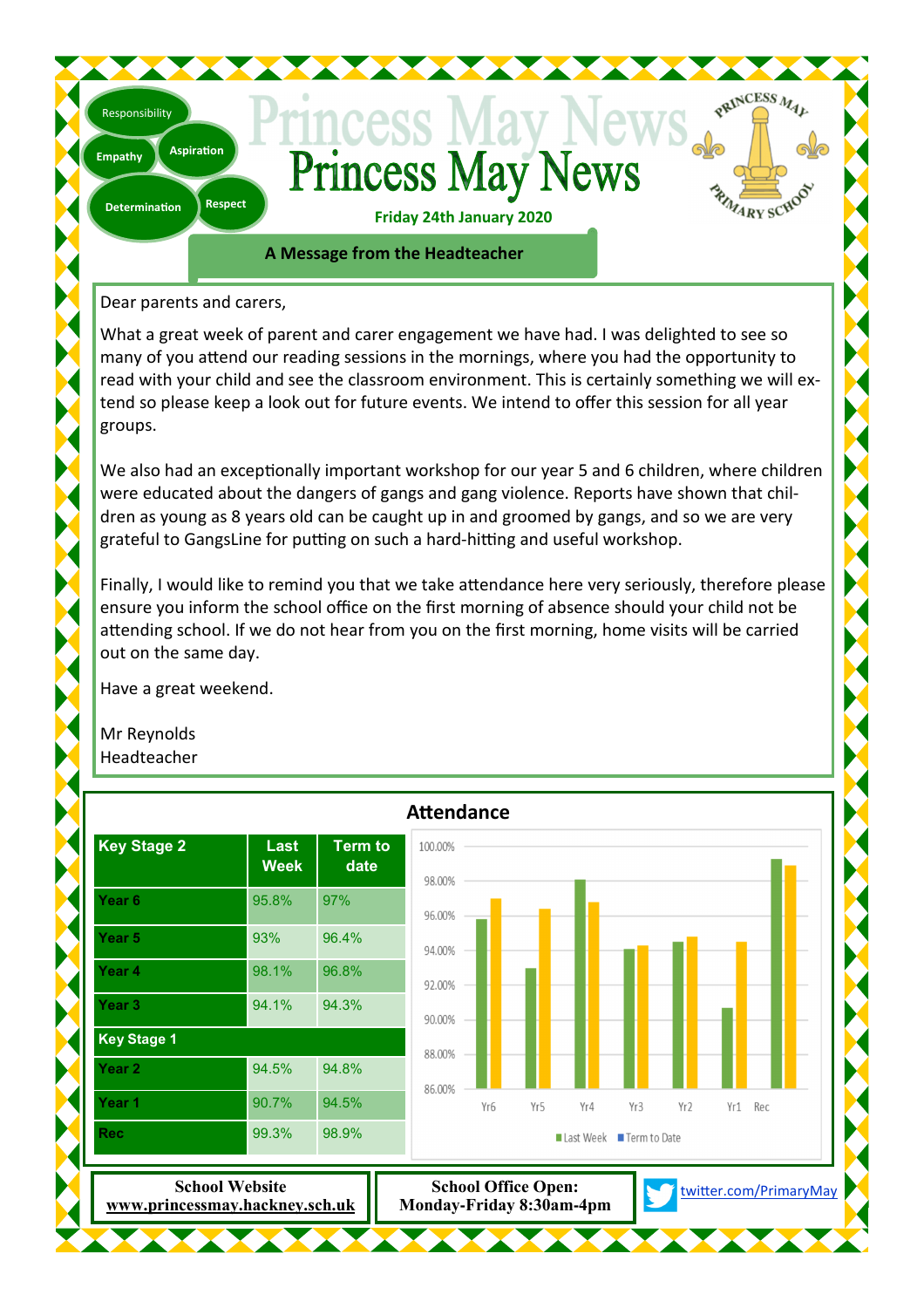Responsibility

Empathy

Aspiration

Determination

Respect

# Princess May News

**Friday 24th January 2020**

PRINCESS MAY PRIMARY SCHOOL

## A Message from the Headteacher

Dear parents and carers,

What a great week of parent and carer engagement we have had. I was delighted to see so many of you attend our reading sessions in the mornings, where you had the opportunity to read with your child and see the classroom environment. This is certainly something we will extend so please keep a look out for future events. We intend to offer this session for all year groups.

We also had an exceptionally important workshop for our year 5 and 6 children, where children were educated about the dangers of gangs and gang violence. Reports have shown that children as young as 8 years old can be caught up in and groomed by gangs, and so we are very grateful to GangsLine for putting on such a hard-hitting and useful workshop.

Finally, I would like to remind you that we take attendance here very seriously, therefore please ensure you inform the school office on the first morning of absence should your child not be attending school. If we do not hear from you on the first morning, home visits will be carried out on the same day.

Have a great weekend.

Mr Reynolds
Headteacher

## Attendance

| Key Stage 2 | Last Week | Term to date |
|---|---|---|
| Year 6 | 95.8% | 97% |
| Year 5 | 93% | 96.4% |
| Year 4 | 98.1% | 96.8% |
| Year 3 | 94.1% | 94.3% |
| **Key Stage 1** | | |
| Year 2 | 94.5% | 94.8% |
| Year 1 | 90.7% | 94.5% |
| Rec | 99.3% | 98.9% |

**School Website**
www.princessmay.hackney.sch.uk

**School Office Open:**
**Monday-Friday 8:30am-4pm**

twitter.com/PrimaryMay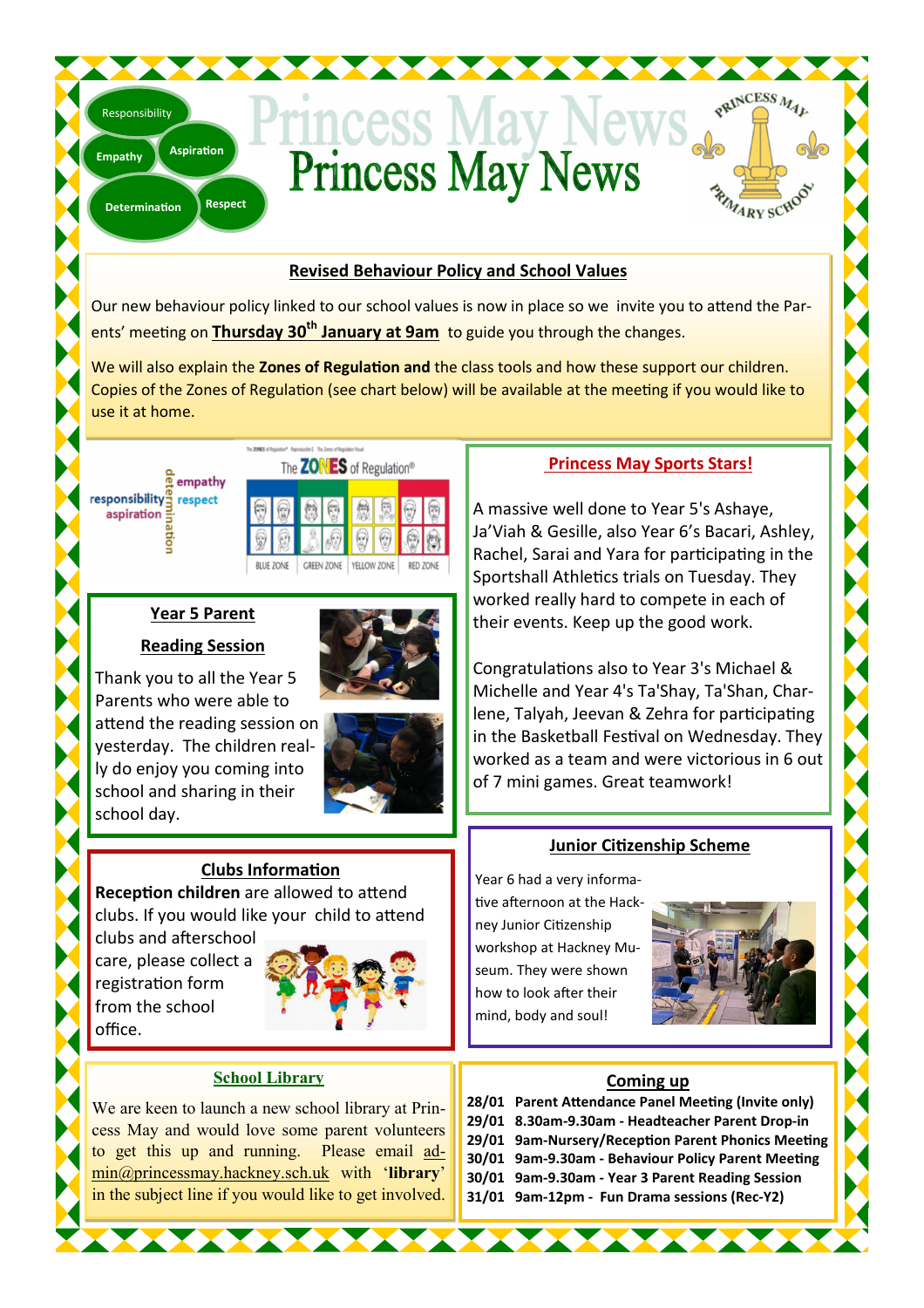Responsibility

Empathy

Aspiration

Determination

Respect

# Princess May News

## Revised Behaviour Policy and School Values

Our new behaviour policy linked to our school values is now in place so we invite you to attend the Parents' meeting on **Thursday 30th January at 9am** to guide you through the changes.

We will also explain the **Zones of Regulation and** the class tools and how these support our children. Copies of the Zones of Regulation (see chart below) will be available at the meeting if you would like to use it at home.

empathy
responsibility
respect
aspiration
determination

The ZONES of Regulation®

BLUE ZONE
GREEN ZONE
YELLOW ZONE
RED ZONE

## Year 5 Parent Reading Session

Thank you to all the Year 5 Parents who were able to attend the reading session on yesterday. The children really do enjoy you coming into school and sharing in their school day.

## Princess May Sports Stars!

A massive well done to Year 5's Ashaye, Ja'Viah & Gesille, also Year 6's Bacari, Ashley, Rachel, Sarai and Yara for participating in the Sportshall Athletics trials on Tuesday. They worked really hard to compete in each of their events. Keep up the good work.

Congratulations also to Year 3's Michael & Michelle and Year 4's Ta'Shay, Ta'Shan, Charlene, Talyah, Jeevan & Zehra for participating in the Basketball Festival on Wednesday. They worked as a team and were victorious in 6 out of 7 mini games. Great teamwork!

## Clubs Information

**Reception children** are allowed to attend clubs. If you would like your child to attend clubs and afterschool care, please collect a registration form from the school office.

## Junior Citizenship Scheme

Year 6 had a very informative afternoon at the Hackney Junior Citizenship workshop at Hackney Museum. They were shown how to look after their mind, body and soul!

## School Library

We are keen to launch a new school library at Princess May and would love some parent volunteers to get this up and running. Please email admin@princessmay.hackney.sch.uk with '**library**' in the subject line if you would like to get involved.

## Coming up

**28/01 Parent Attendance Panel Meeting (Invite only)**
**29/01 8.30am-9.30am - Headteacher Parent Drop-in**
**29/01 9am-Nursery/Reception Parent Phonics Meeting**
**30/01 9am-9.30am - Behaviour Policy Parent Meeting**
**30/01 9am-9.30am - Year 3 Parent Reading Session**
**31/01 9am-12pm - Fun Drama sessions (Rec-Y2)**